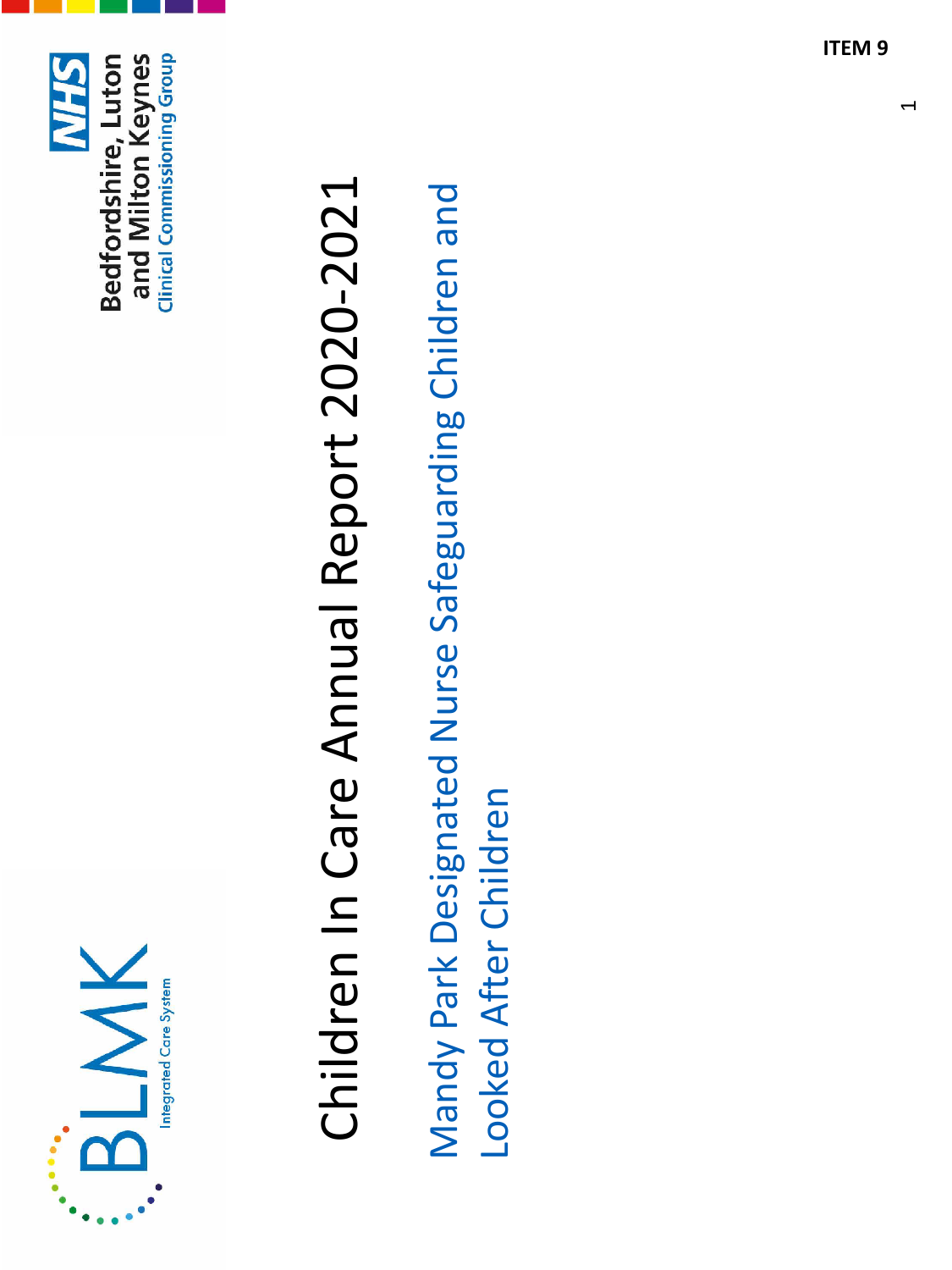ITEM 9

BLMK Integrated Care System

NHS Bedfordshire, Luton and Milton Keynes Clinical Commissioning Group

# Children In Care Annual Report 2020-2021

## Mandy Park Designated Nurse Safeguarding Children and Looked After Children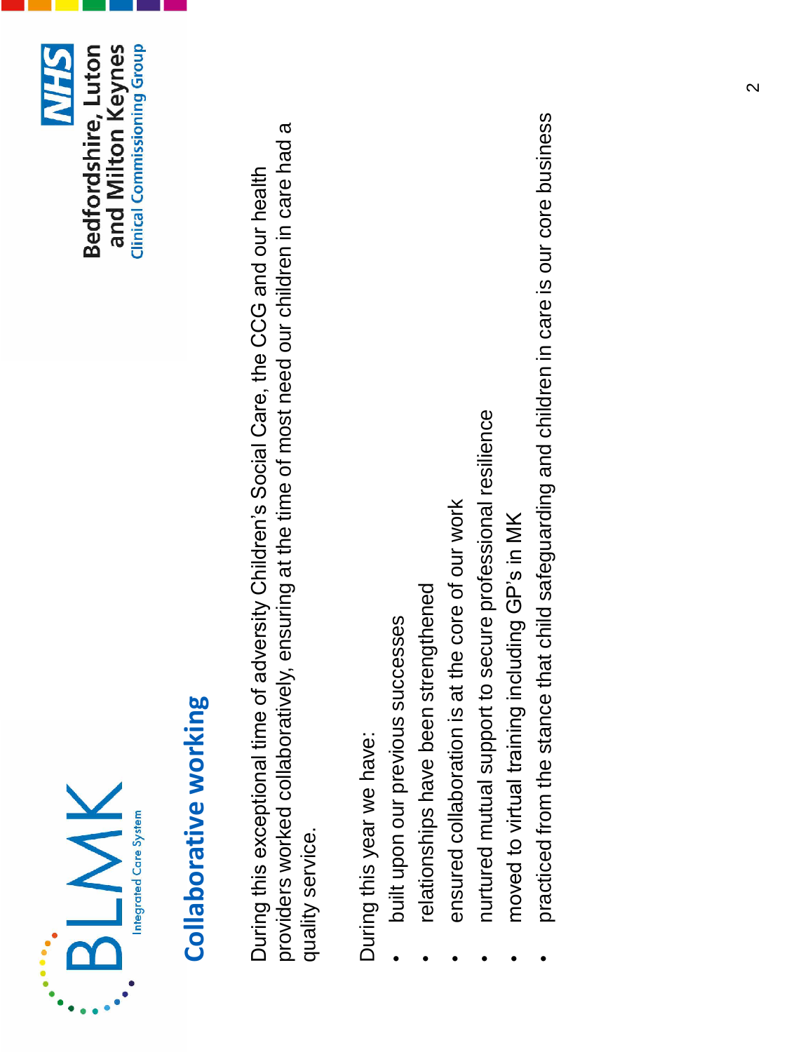## Collaborative working

During this exceptional time of adversity Children's Social Care, the CCG and our health providers worked collaboratively, ensuring at the time of most need our children in care had a quality service.

During this year we have:

- built upon our previous successes
- relationships have been strengthened
- ensured collaboration is at the core of our work
- nurtured mutual support to secure professional resilience
- moved to virtual training including GP's in MK
- practiced from the stance that child safeguarding and children in care is our core business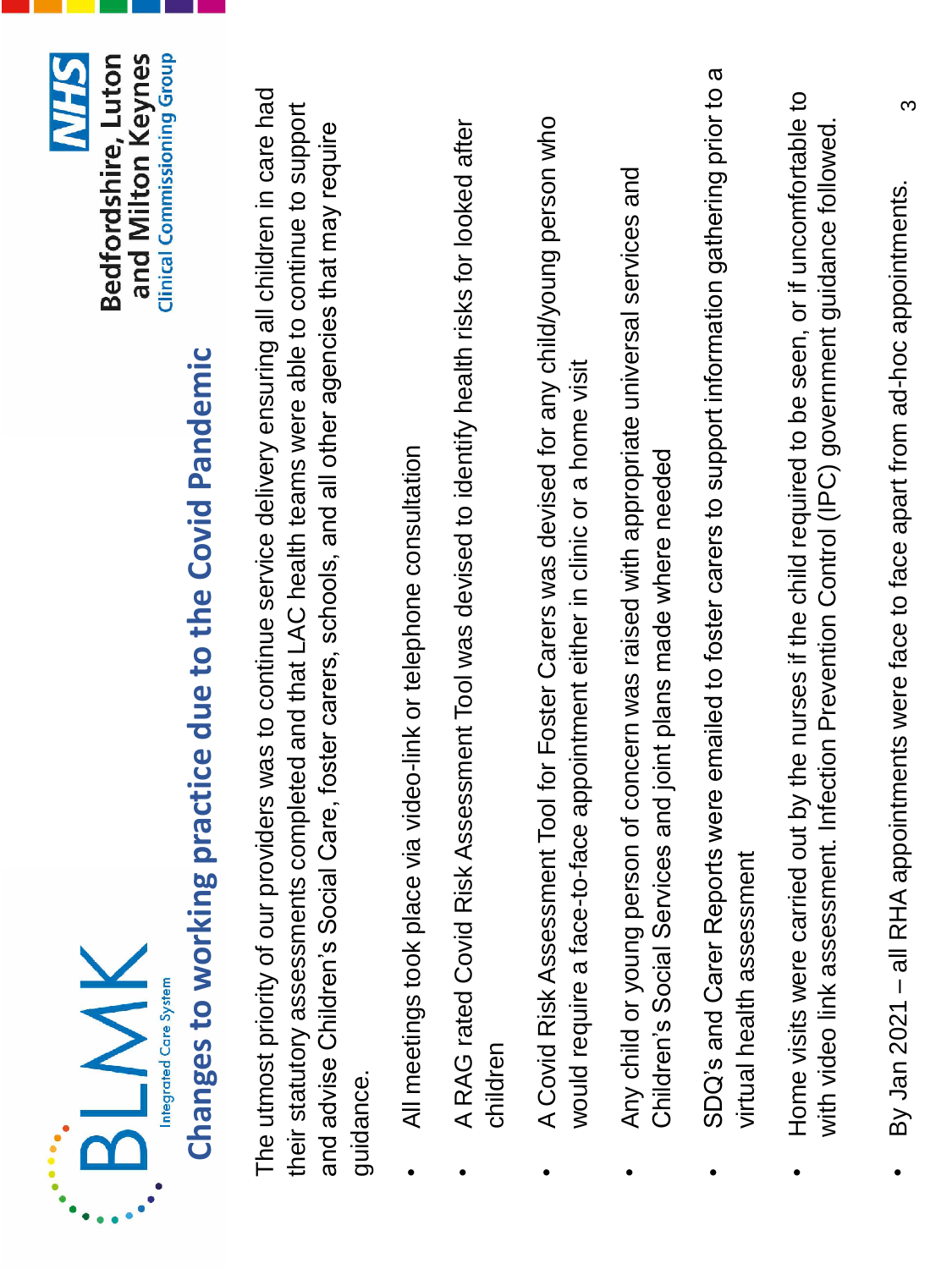## Changes to working practice due to the Covid Pandemic

The utmost priority of our providers was to continue service delivery ensuring all children in care had their statutory assessments completed and that LAC health teams were able to continue to support and advise Children's Social Care, foster carers, schools, and all other agencies that may require guidance.

- All meetings took place via video-link or telephone consultation
- A RAG rated Covid Risk Assessment Tool was devised to identify health risks for looked after children
- A Covid Risk Assessment Tool for Foster Carers was devised for any child/young person who would require a face-to-face appointment either in clinic or a home visit
- Any child or young person of concern was raised with appropriate universal services and Children's Social Services and joint plans made where needed
- SDQ's and Carer Reports were emailed to foster carers to support information gathering prior to a virtual health assessment
- Home visits were carried out by the nurses if the child required to be seen, or if uncomfortable to with video link assessment. Infection Prevention Control (IPC) government guidance followed.
- By Jan 2021 – all RHA appointments were face to face apart from ad-hoc appointments.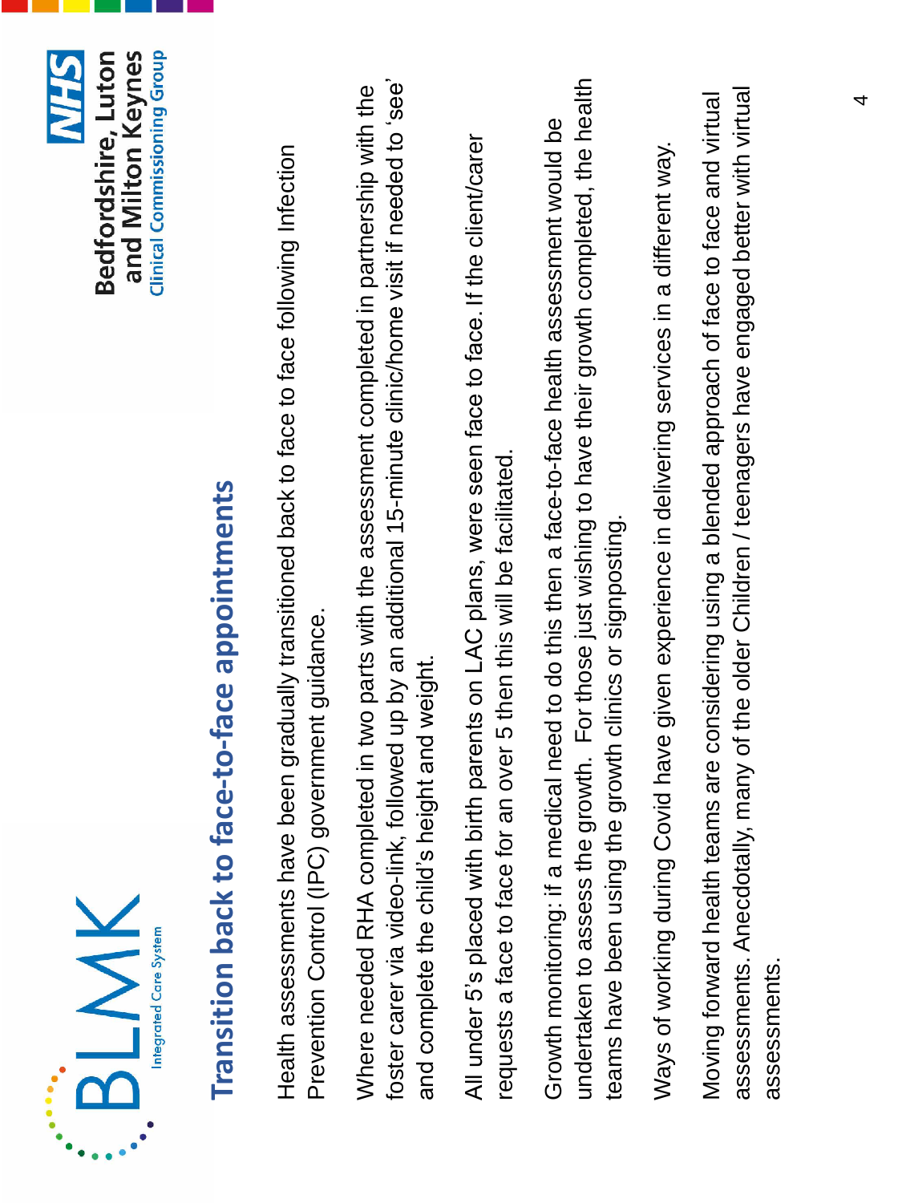## Transition back to face-to-face appointments

Health assessments have been gradually transitioned back to face to face following Infection Prevention Control (IPC) government guidance.

Where needed RHA completed in two parts with the assessment completed in partnership with the foster carer via video-link, followed up by an additional 15-minute clinic/home visit if needed to 'see' and complete the child's height and weight.

All under 5's placed with birth parents on LAC plans, were seen face to face. If the client/carer requests a face to face for an over 5 then this will be facilitated.

Growth monitoring: if a medical need to do this then a face-to-face health assessment would be undertaken to assess the growth. For those just wishing to have their growth completed, the health teams have been using the growth clinics or signposting.

Ways of working during Covid have given experience in delivering services in a different way.

Moving forward health teams are considering using a blended approach of face to face and virtual assessments. Anecdotally, many of the older Children / teenagers have engaged better with virtual assessments.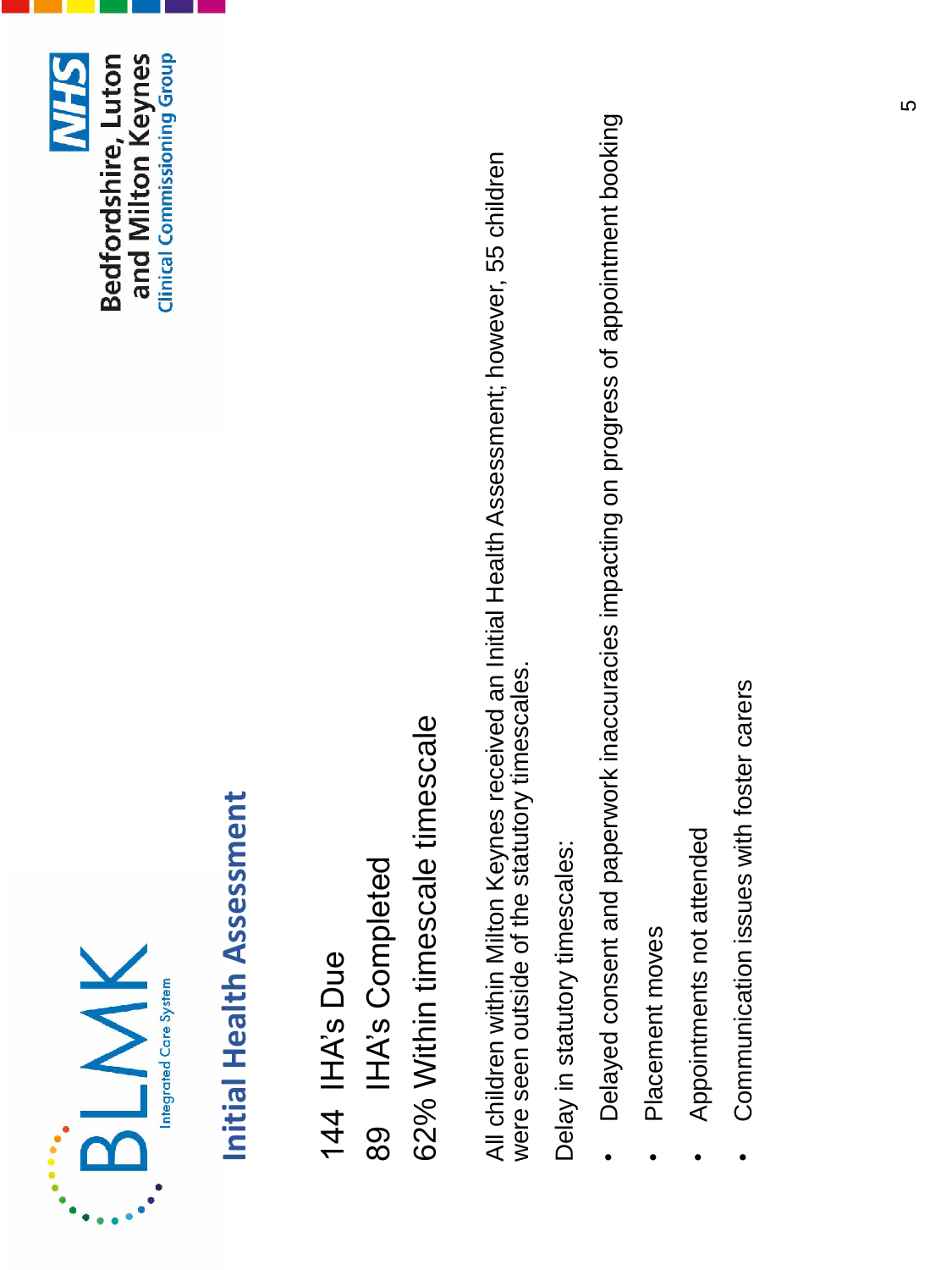## Initial Health Assessment

144 IHA's Due

89 IHA's Completed

62% Within timescale timescale

All children within Milton Keynes received an Initial Health Assessment; however, 55 children were seen outside of the statutory timescales.

Delay in statutory timescales:

- Delayed consent and paperwork inaccuracies impacting on progress of appointment booking
- Placement moves
- Appointments not attended
- Communication issues with foster carers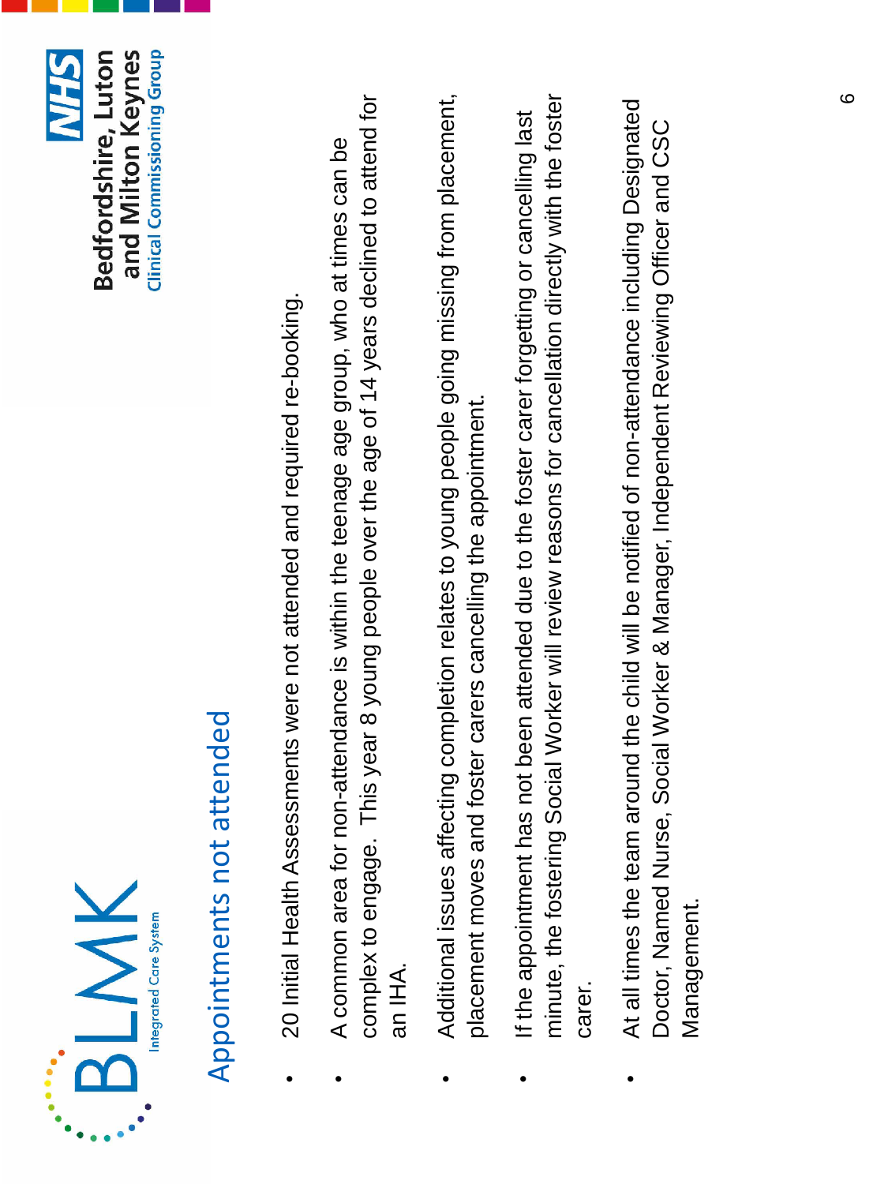## Appointments not attended

- 20 Initial Health Assessments were not attended and required re-booking.
- A common area for non-attendance is within the teenage age group, who at times can be complex to engage. This year 8 young people over the age of 14 years declined to attend for an IHA.
- Additional issues affecting completion relates to young people going missing from placement, placement moves and foster carers cancelling the appointment.
- If the appointment has not been attended due to the foster carer forgetting or cancelling last minute, the fostering Social Worker will review reasons for cancellation directly with the foster carer.
- At all times the team around the child will be notified of non-attendance including Designated Doctor, Named Nurse, Social Worker & Manager, Independent Reviewing Officer and CSC Management.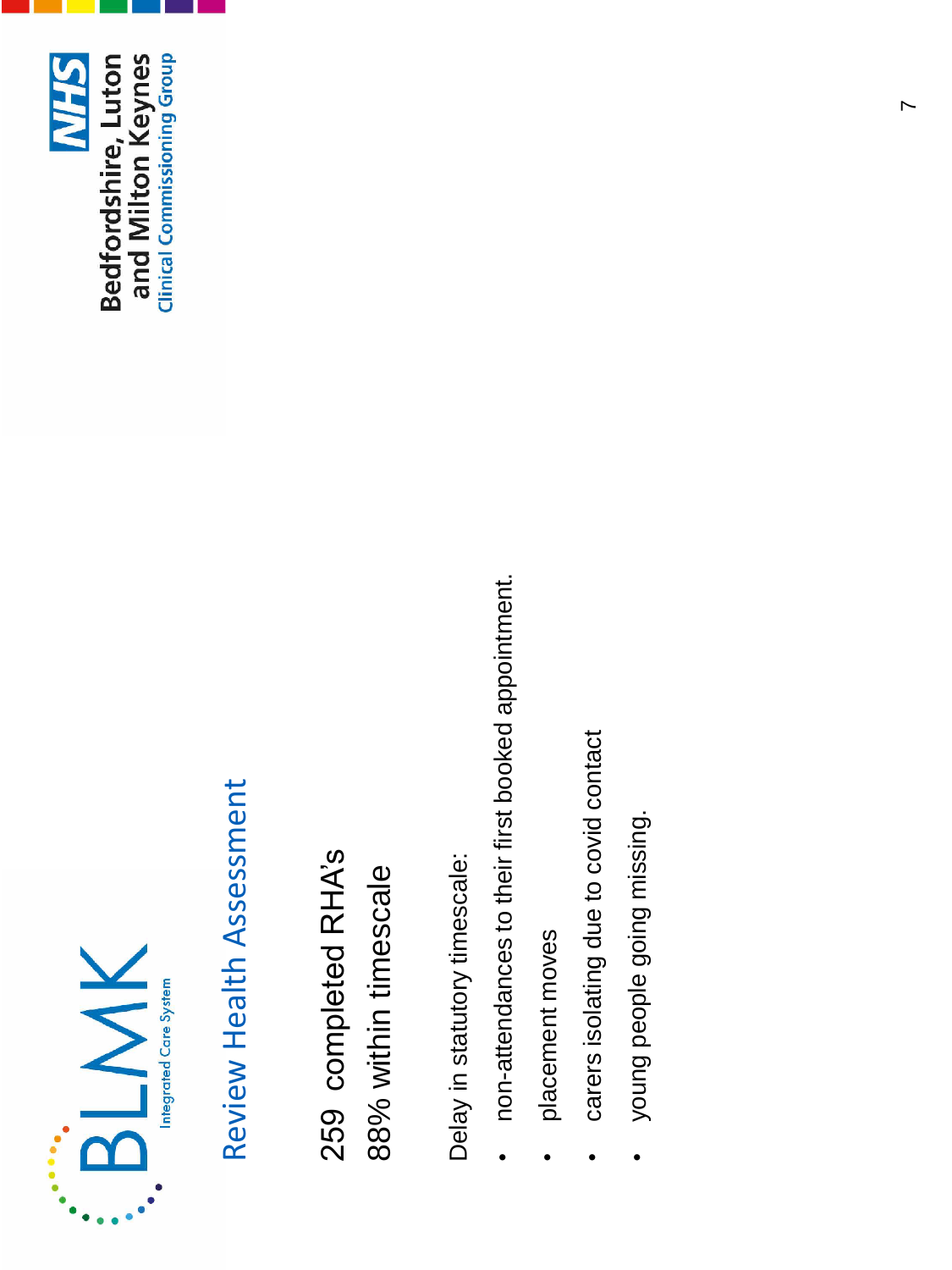## Review Health Assessment

259 completed RHA's

88% within timescale

Delay in statutory timescale:

- non-attendances to their first booked appointment.
- placement moves
- carers isolating due to covid contact
- young people going missing.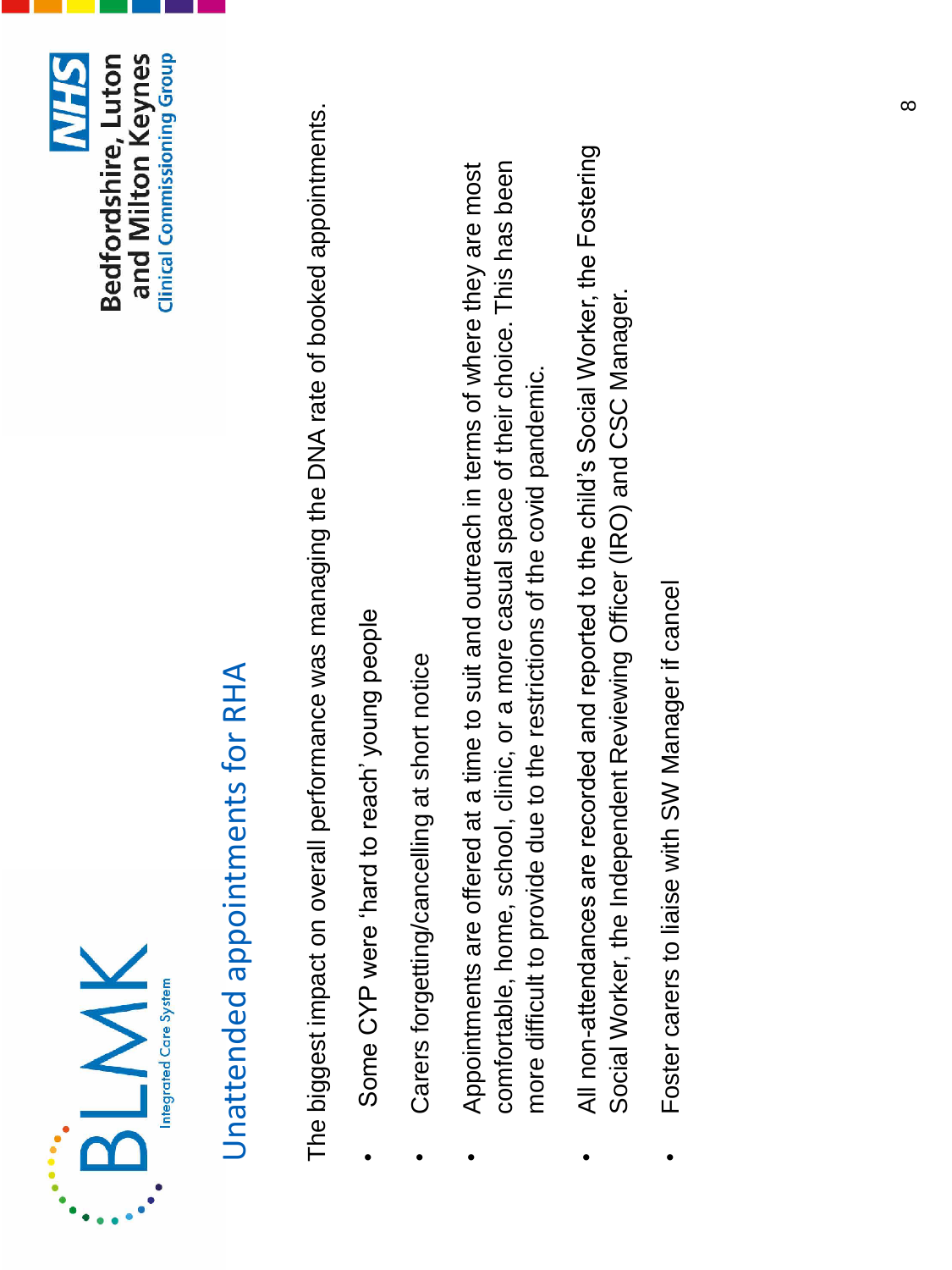## Unattended appointments for RHA

The biggest impact on overall performance was managing the DNA rate of booked appointments.

- Some CYP were 'hard to reach' young people
- Carers forgetting/cancelling at short notice
- Appointments are offered at a time to suit and outreach in terms of where they are most comfortable, home, school, clinic, or a more casual space of their choice. This has been more difficult to provide due to the restrictions of the covid pandemic.
- All non-attendances are recorded and reported to the child's Social Worker, the Fostering Social Worker, the Independent Reviewing Officer (IRO) and CSC Manager.
- Foster carers to liaise with SW Manager if cancel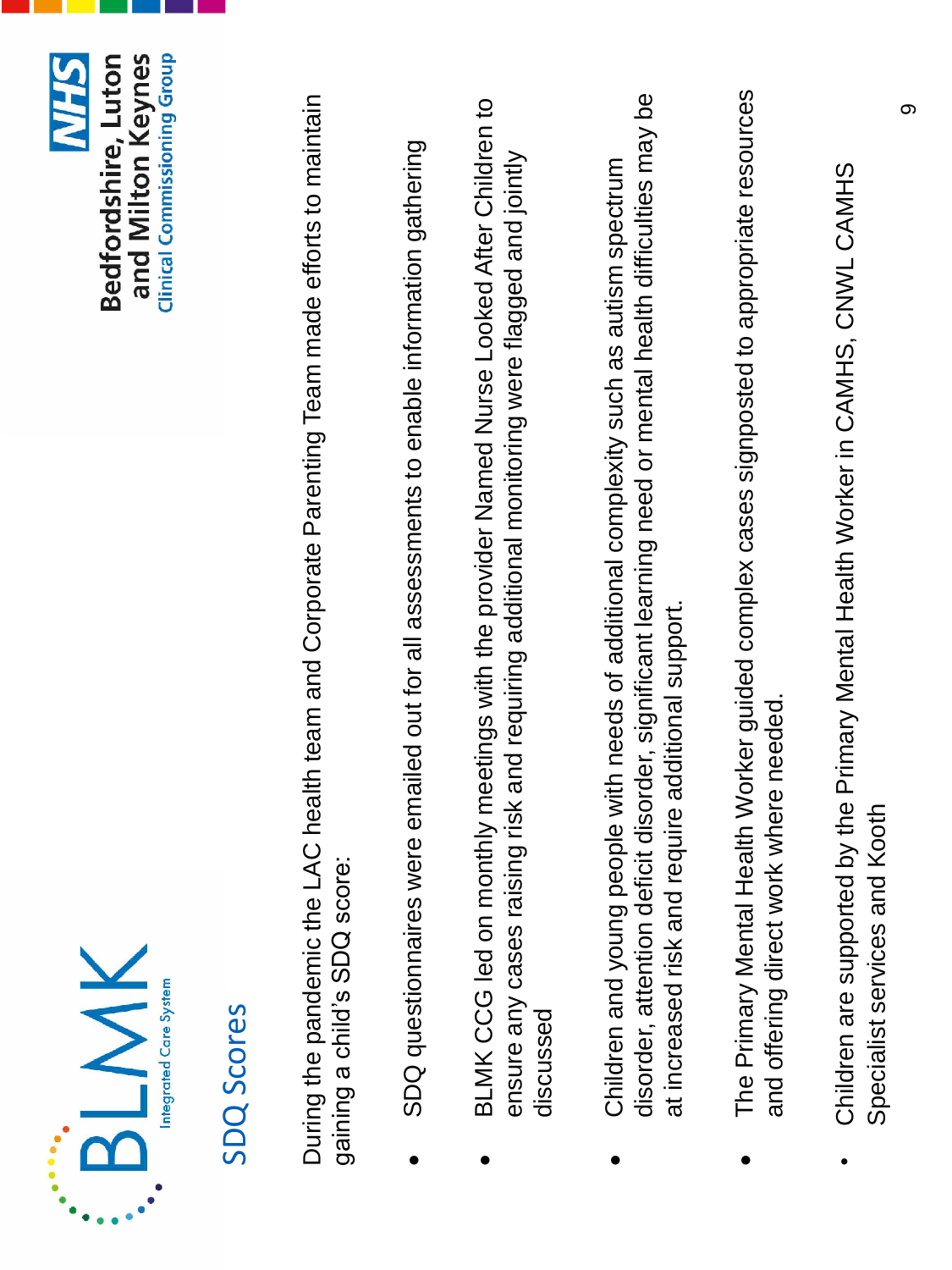## SDQ Scores

During the pandemic the LAC health team and Corporate Parenting Team made efforts to maintain gaining a child's SDQ score:

- SDQ questionnaires were emailed out for all assessments to enable information gathering
- BLMK CCG led on monthly meetings with the provider Named Nurse Looked After Children to ensure any cases raising risk and requiring additional monitoring were flagged and jointly discussed
- Children and young people with needs of additional complexity such as autism spectrum disorder, attention deficit disorder, significant learning need or mental health difficulties may be at increased risk and require additional support.
- The Primary Mental Health Worker guided complex cases signposted to appropriate resources and offering direct work where needed.
- Children are supported by the Primary Mental Health Worker in CAMHS, CNWL CAMHS Specialist services and Kooth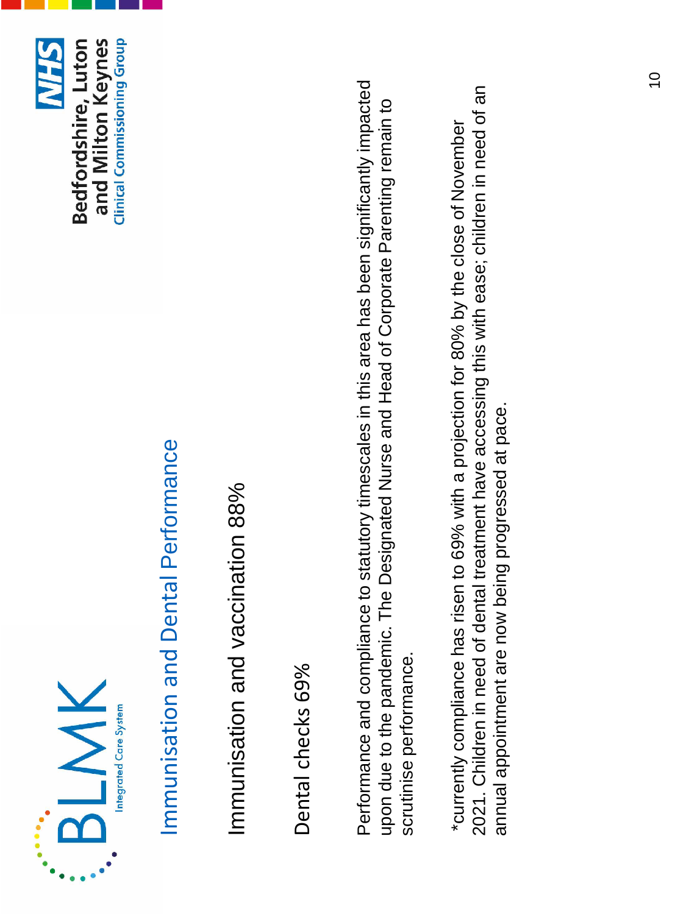## Immunisation and Dental Performance

Immunisation and vaccination 88%

Dental checks 69%

Performance and compliance to statutory timescales in this area has been significantly impacted upon due to the pandemic. The Designated Nurse and Head of Corporate Parenting remain to scrutinise performance.

*currently compliance has risen to 69% with a projection for 80% by the close of November 2021. Children in need of dental treatment have accessing this with ease; children in need of an annual appointment are now being progressed at pace.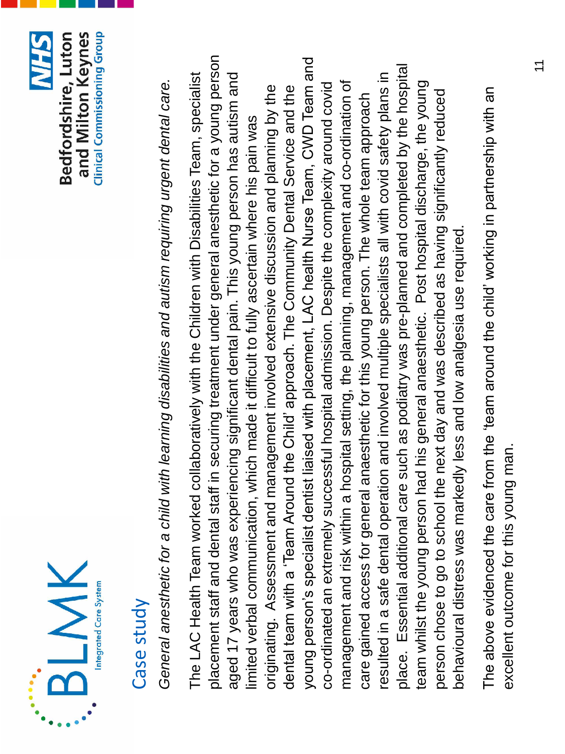## Case study

*General anesthetic for a child with learning disabilities and autism requiring urgent dental care.*

The LAC Health Team worked collaboratively with the Children with Disabilities Team, specialist placement staff and dental staff in securing treatment under general anesthetic for a young person aged 17 years who was experiencing significant dental pain. This young person has autism and limited verbal communication, which made it difficult to fully ascertain where his pain was originating. Assessment and management involved extensive discussion and planning by the dental team with a 'Team Around the Child' approach. The Community Dental Service and the young person's specialist dentist liaised with placement, LAC health Nurse Team, CWD Team and co-ordinated an extremely successful hospital admission. Despite the complexity around covid management and risk within a hospital setting, the planning, management and co-ordination of care gained access for general anaesthetic for this young person. The whole team approach resulted in a safe dental operation and involved multiple specialists all with covid safety plans in place. Essential additional care such as podiatry was pre-planned and completed by the hospital team whilst the young person had his general anaesthetic. Post hospital discharge, the young person chose to go to school the next day and was described as having significantly reduced behavioural distress was markedly less and low analgesia use required.

The above evidenced the care from the 'team around the child' working in partnership with an excellent outcome for this young man.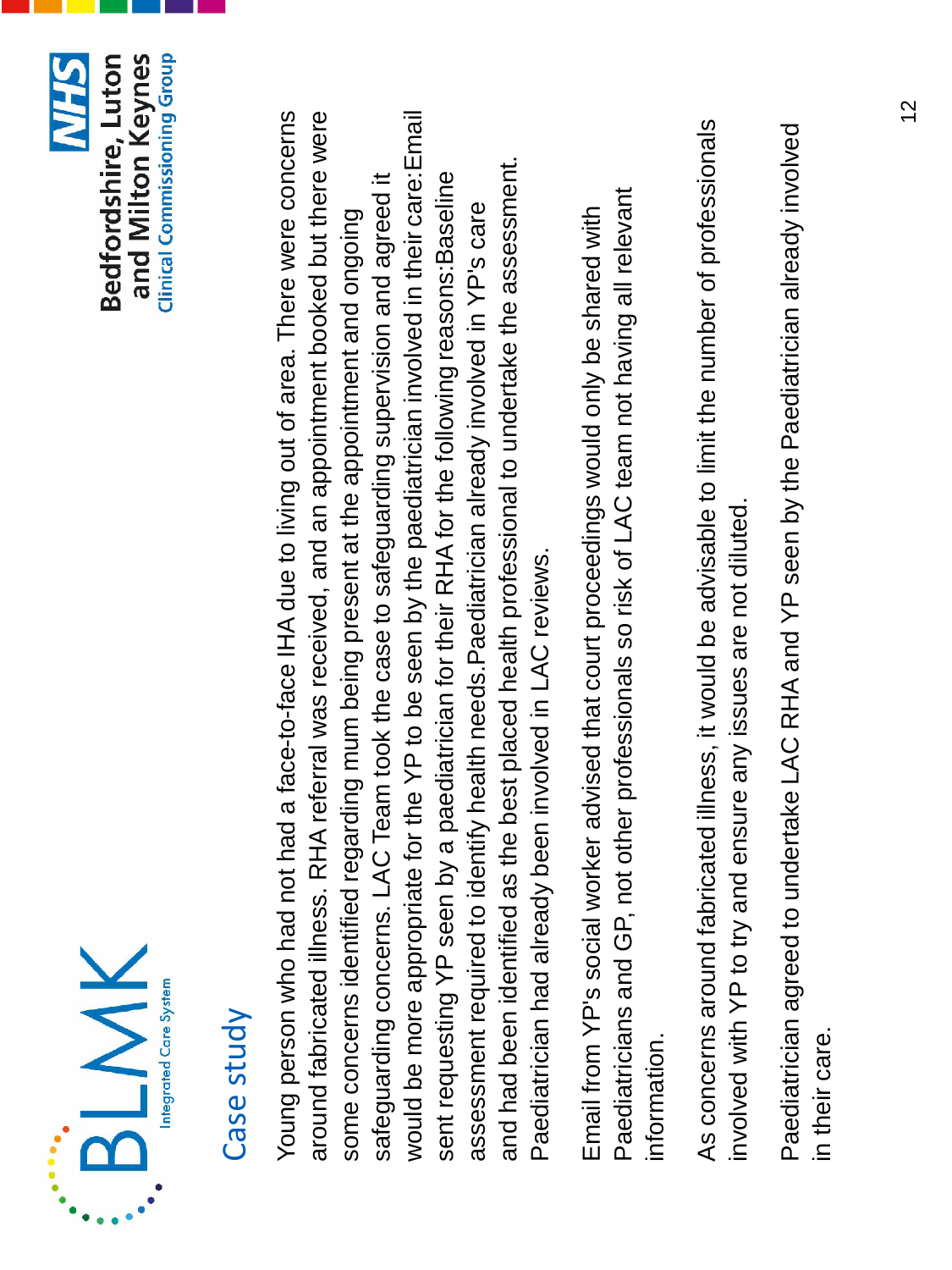## Case study

Young person who had not had a face-to-face IHA due to living out of area. There were concerns around fabricated illness. RHA referral was received, and an appointment booked but there were some concerns identified regarding mum being present at the appointment and ongoing safeguarding concerns. LAC Team took the case to safeguarding supervision and agreed it would be more appropriate for the YP to be seen by the paediatrician involved in their care:Email sent requesting YP seen by a paediatrician for their RHA for the following reasons:Baseline assessment required to identify health needs.Paediatrician already involved in YP's care and had been identified as the best placed health professional to undertake the assessment. Paediatrician had already been involved in LAC reviews.

Email from YP's social worker advised that court proceedings would only be shared with Paediatricians and GP, not other professionals so risk of LAC team not having all relevant information.

As concerns around fabricated illness, it would be advisable to limit the number of professionals involved with YP to try and ensure any issues are not diluted.

Paediatrician agreed to undertake LAC RHA and YP seen by the Paediatrician already involved in their care.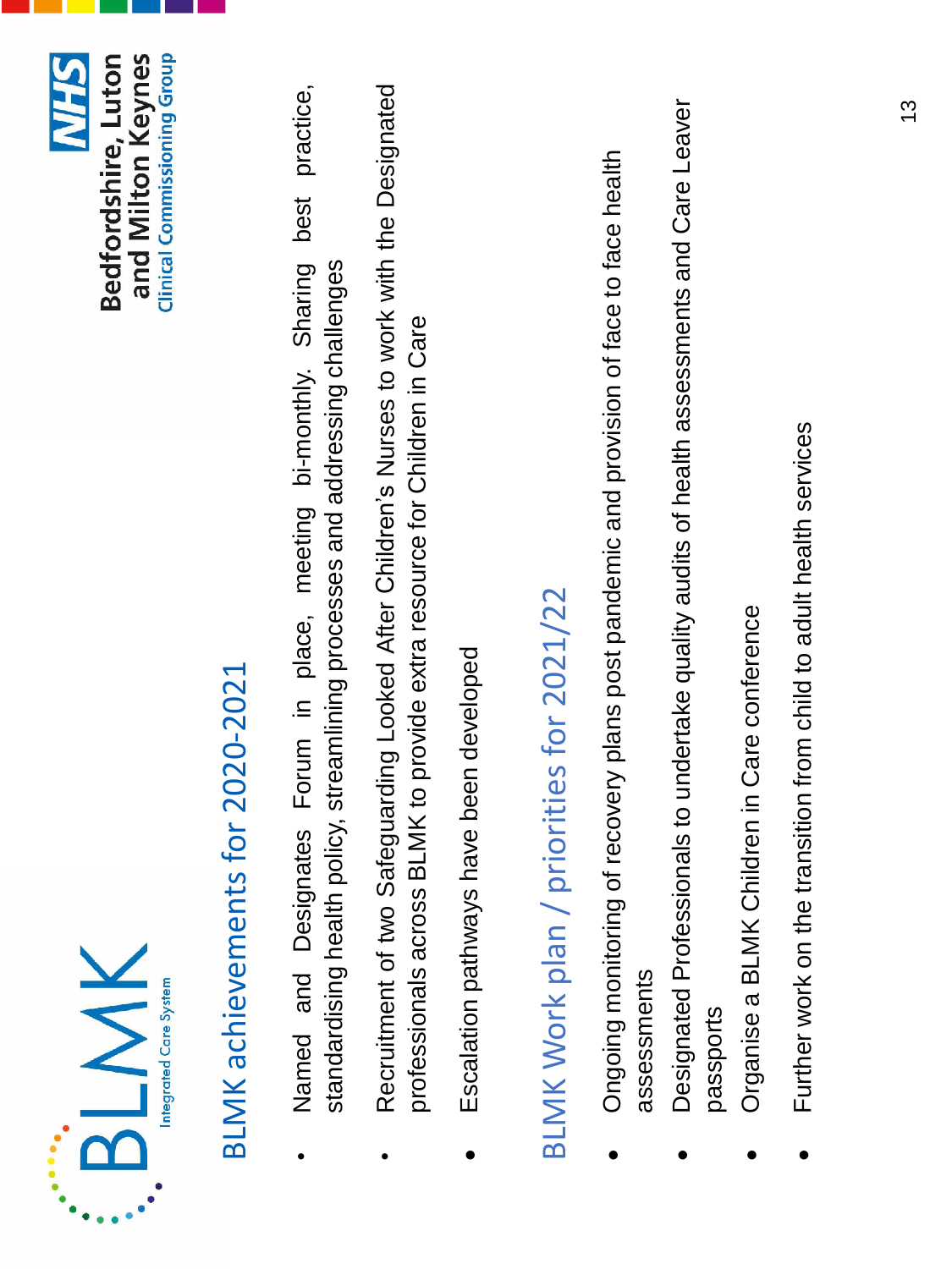## BLMK achievements for 2020-2021

- Named and Designates Forum in place, meeting bi-monthly. Sharing best practice, standardising health policy, streamlining processes and addressing challenges
- Recruitment of two Safeguarding Looked After Children's Nurses to work with the Designated professionals across BLMK to provide extra resource for Children in Care
- Escalation pathways have been developed

## BLMK Work plan / priorities for 2021/22

- Ongoing monitoring of recovery plans post pandemic and provision of face to face health assessments
- Designated Professionals to undertake quality audits of health assessments and Care Leaver passports
- Organise a BLMK Children in Care conference
- Further work on the transition from child to adult health services